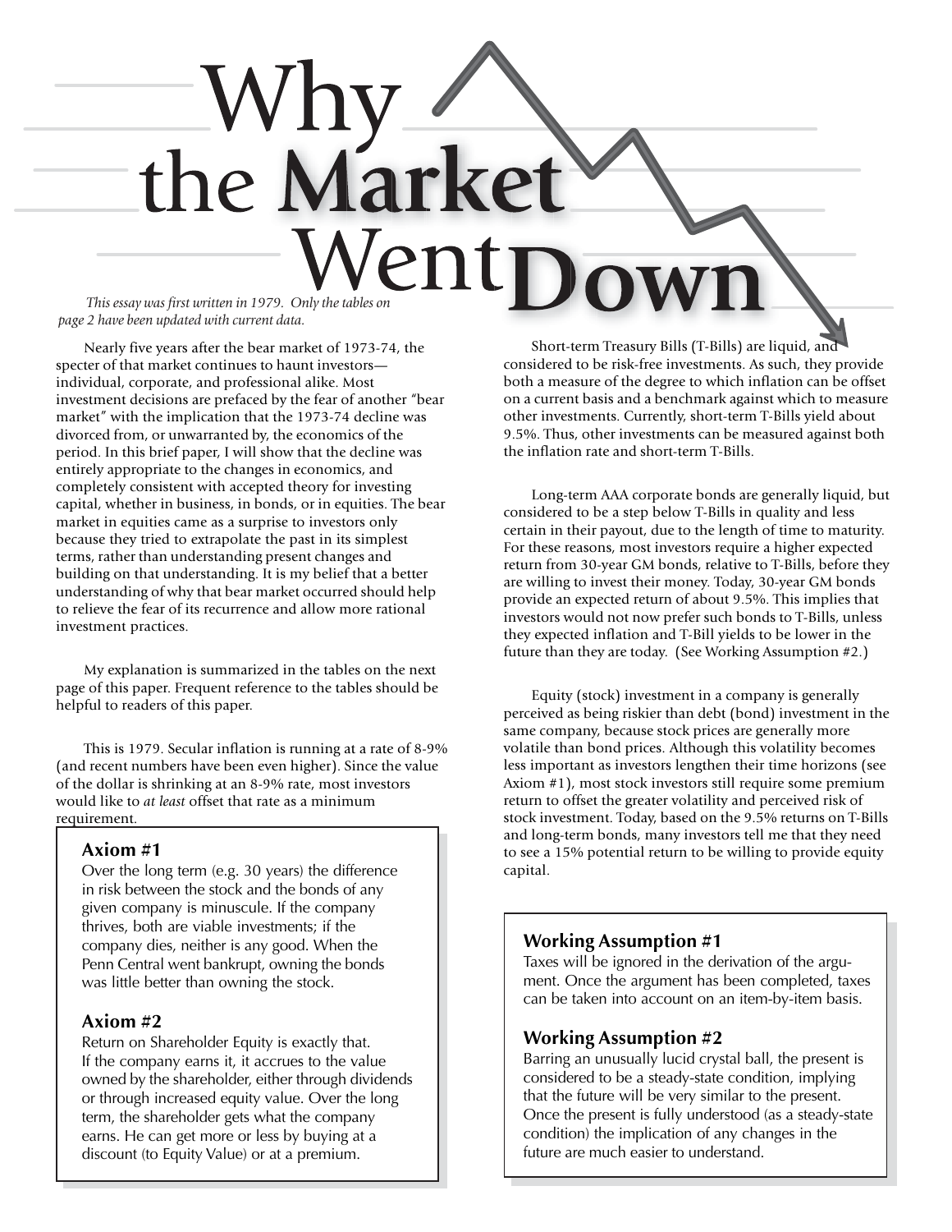# Why the Market Went Down

*This essay was first written in 1979. Only the tables on page 2 have been updated with current data.*

Nearly five years after the bear market of 1973-74, the specter of that market continues to haunt investors—individual, corporate, and professional alike. Most investment decisions are prefaced by the fear of another "bear market" with the implication that the 1973-74 decline was divorced from, or unwarranted by, the economics of the period. In this brief paper, I will show that the decline was entirely appropriate to the changes in economics, and completely consistent with accepted theory for investing capital, whether in business, in bonds, or in equities. The bear market in equities came as a surprise to investors only because they tried to extrapolate the past in its simplest terms, rather than understanding present changes and building on that understanding. It is my belief that a better understanding of why that bear market occurred should help to relieve the fear of its recurrence and allow more rational investment practices.

My explanation is summarized in the tables on the next page of this paper. Frequent reference to the tables should be helpful to readers of this paper.

This is 1979. Secular inflation is running at a rate of 8-9% (and recent numbers have been even higher). Since the value of the dollar is shrinking at an 8-9% rate, most investors would like to *at least* offset that rate as a minimum requirement.

### Axiom #1

Over the long term (e.g. 30 years) the difference in risk between the stock and the bonds of any given company is minuscule. If the company thrives, both are viable investments; if the company dies, neither is any good. When the Penn Central went bankrupt, owning the bonds was little better than owning the stock.

### Axiom #2

Return on Shareholder Equity is exactly that. If the company earns it, it accrues to the value owned by the shareholder, either through dividends or through increased equity value. Over the long term, the shareholder gets what the company earns. He can get more or less by buying at a discount (to Equity Value) or at a premium.

Short-term Treasury Bills (T-Bills) are liquid, and considered to be risk-free investments. As such, they provide both a measure of the degree to which inflation can be offset on a current basis and a benchmark against which to measure other investments. Currently, short-term T-Bills yield about 9.5%. Thus, other investments can be measured against both the inflation rate and short-term T-Bills.

Long-term AAA corporate bonds are generally liquid, but considered to be a step below T-Bills in quality and less certain in their payout, due to the length of time to maturity. For these reasons, most investors require a higher expected return from 30-year GM bonds, relative to T-Bills, before they are willing to invest their money. Today, 30-year GM bonds provide an expected return of about 9.5%. This implies that investors would not now prefer such bonds to T-Bills, unless they expected inflation and T-Bill yields to be lower in the future than they are today. (See Working Assumption #2.)

Equity (stock) investment in a company is generally perceived as being riskier than debt (bond) investment in the same company, because stock prices are generally more volatile than bond prices. Although this volatility becomes less important as investors lengthen their time horizons (see Axiom #1), most stock investors still require some premium return to offset the greater volatility and perceived risk of stock investment. Today, based on the 9.5% returns on T-Bills and long-term bonds, many investors tell me that they need to see a 15% potential return to be willing to provide equity capital.

### Working Assumption #1

Taxes will be ignored in the derivation of the argument. Once the argument has been completed, taxes can be taken into account on an item-by-item basis.

### Working Assumption #2

Barring an unusually lucid crystal ball, the present is considered to be a steady-state condition, implying that the future will be very similar to the present. Once the present is fully understood (as a steady-state condition) the implication of any changes in the future are much easier to understand.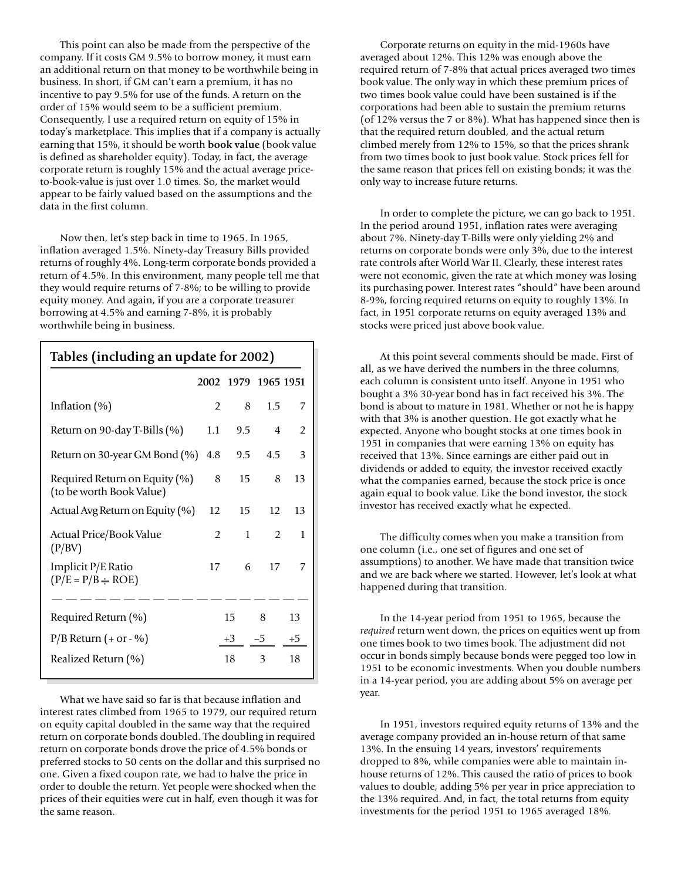This point can also be made from the perspective of the company. If it costs GM 9.5% to borrow money, it must earn an additional return on that money to be worthwhile being in business. In short, if GM can't earn a premium, it has no incentive to pay 9.5% for use of the funds. A return on the order of 15% would seem to be a sufficient premium. Consequently, I use a required return on equity of 15% in today's marketplace. This implies that if a company is actually earning that 15%, it should be worth **book value** (book value is defined as shareholder equity). Today, in fact, the average corporate return is roughly 15% and the actual average price-to-book-value is just over 1.0 times. So, the market would appear to be fairly valued based on the assumptions and the data in the first column.

Now then, let's step back in time to 1965. In 1965, inflation averaged 1.5%. Ninety-day Treasury Bills provided returns of roughly 4%. Long-term corporate bonds provided a return of 4.5%. In this environment, many people tell me that they would require returns of 7-8%; to be willing to provide equity money. And again, if you are a corporate treasurer borrowing at 4.5% and earning 7-8%, it is probably worthwhile being in business.

## Tables (including an update for 2002)

| | 2002 | 1979 | 1965 | 1951 |
|---|---|---|---|---|
| Inflation (%) | 2 | 8 | 1.5 | 7 |
| Return on 90-day T-Bills (%) | 1.1 | 9.5 | 4 | 2 |
| Return on 30-year GM Bond (%) | 4.8 | 9.5 | 4.5 | 3 |
| Required Return on Equity (%) (to be worth Book Value) | 8 | 15 | 8 | 13 |
| Actual Avg Return on Equity (%) | 12 | 15 | 12 | 13 |
| Actual Price/Book Value (P/BV) | 2 | 1 | 2 | 1 |
| Implicit P/E Ratio ($P/E = P/B \div ROE$) | 17 | 6 | 17 | 7 |
| Required Return (%) | | 15 | 8 | 13 |
| P/B Return (+ or - %) | | +3 | –5 | +5 |
| Realized Return (%) | | 18 | 3 | 18 |

What we have said so far is that because inflation and interest rates climbed from 1965 to 1979, our required return on equity capital doubled in the same way that the required return on corporate bonds doubled. The doubling in required return on corporate bonds drove the price of 4.5% bonds or preferred stocks to 50 cents on the dollar and this surprised no one. Given a fixed coupon rate, we had to halve the price in order to double the return. Yet people were shocked when the prices of their equities were cut in half, even though it was for the same reason.

Corporate returns on equity in the mid-1960s have averaged about 12%. This 12% was enough above the required return of 7-8% that actual prices averaged two times book value. The only way in which these premium prices of two times book value could have been sustained is if the corporations had been able to sustain the premium returns (of 12% versus the 7 or 8%). What has happened since then is that the required return doubled, and the actual return climbed merely from 12% to 15%, so that the prices shrank from two times book to just book value. Stock prices fell for the same reason that prices fell on existing bonds; it was the only way to increase future returns.

In order to complete the picture, we can go back to 1951. In the period around 1951, inflation rates were averaging about 7%. Ninety-day T-Bills were only yielding 2% and returns on corporate bonds were only 3%, due to the interest rate controls after World War II. Clearly, these interest rates were not economic, given the rate at which money was losing its purchasing power. Interest rates "should" have been around 8-9%, forcing required returns on equity to roughly 13%. In fact, in 1951 corporate returns on equity averaged 13% and stocks were priced just above book value.

At this point several comments should be made. First of all, as we have derived the numbers in the three columns, each column is consistent unto itself. Anyone in 1951 who bought a 3% 30-year bond has in fact received his 3%. The bond is about to mature in 1981. Whether or not he is happy with that 3% is another question. He got exactly what he expected. Anyone who bought stocks at one times book in 1951 in companies that were earning 13% on equity has received that 13%. Since earnings are either paid out in dividends or added to equity, the investor received exactly what the companies earned, because the stock price is once again equal to book value. Like the bond investor, the stock investor has received exactly what he expected.

The difficulty comes when you make a transition from one column (i.e., one set of figures and one set of assumptions) to another. We have made that transition twice and we are back where we started. However, let's look at what happened during that transition.

In the 14-year period from 1951 to 1965, because the *required* return went down, the prices on equities went up from one times book to two times book. The adjustment did not occur in bonds simply because bonds were pegged too low in 1951 to be economic investments. When you double numbers in a 14-year period, you are adding about 5% on average per year.

In 1951, investors required equity returns of 13% and the average company provided an in-house return of that same 13%. In the ensuing 14 years, investors' requirements dropped to 8%, while companies were able to maintain in-house returns of 12%. This caused the ratio of prices to book values to double, adding 5% per year in price appreciation to the 13% required. And, in fact, the total returns from equity investments for the period 1951 to 1965 averaged 18%.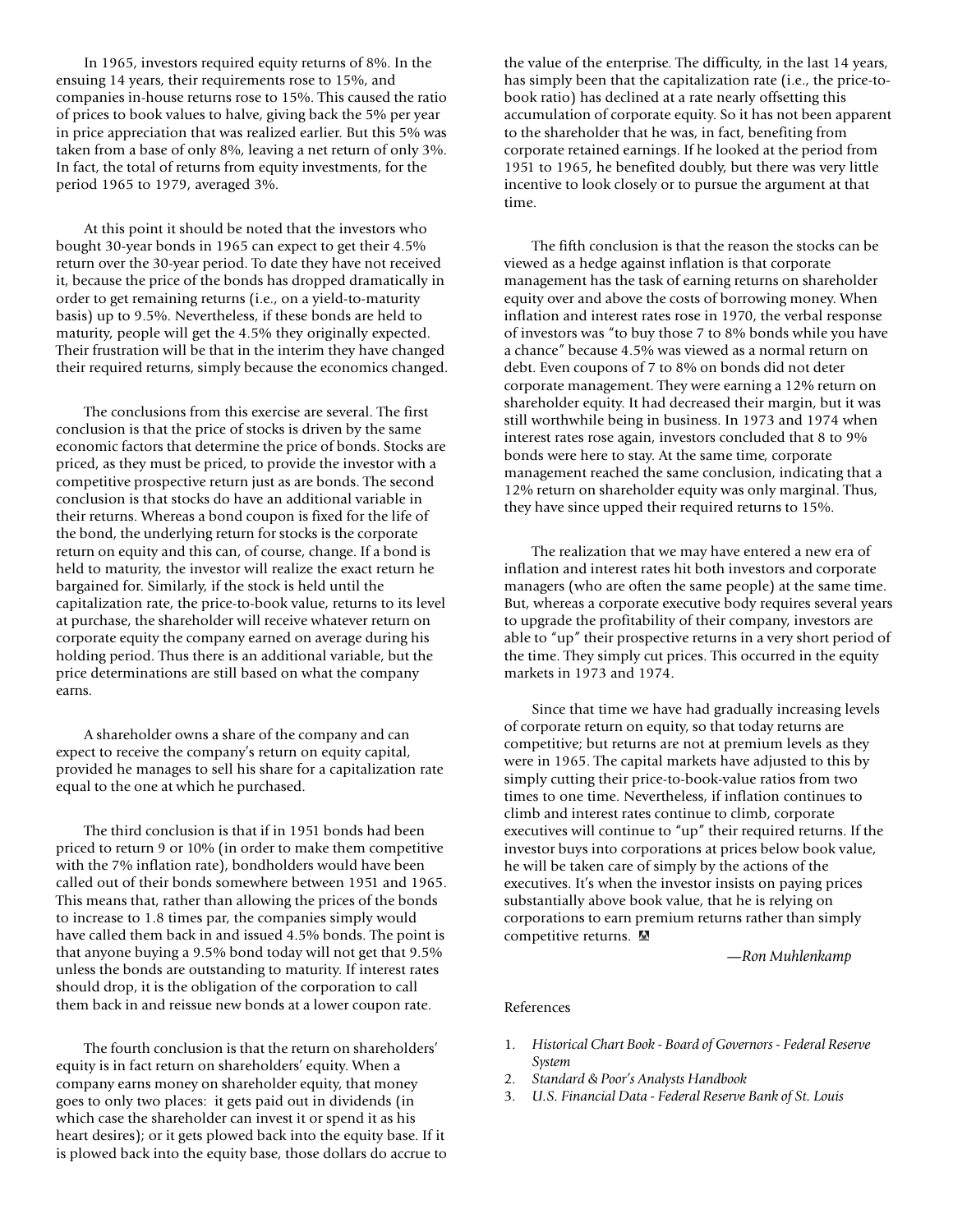In 1965, investors required equity returns of 8%. In the ensuing 14 years, their requirements rose to 15%, and companies in-house returns rose to 15%. This caused the ratio of prices to book values to halve, giving back the 5% per year in price appreciation that was realized earlier. But this 5% was taken from a base of only 8%, leaving a net return of only 3%. In fact, the total of returns from equity investments, for the period 1965 to 1979, averaged 3%.

At this point it should be noted that the investors who bought 30-year bonds in 1965 can expect to get their 4.5% return over the 30-year period. To date they have not received it, because the price of the bonds has dropped dramatically in order to get remaining returns (i.e., on a yield-to-maturity basis) up to 9.5%. Nevertheless, if these bonds are held to maturity, people will get the 4.5% they originally expected. Their frustration will be that in the interim they have changed their required returns, simply because the economics changed.

The conclusions from this exercise are several. The first conclusion is that the price of stocks is driven by the same economic factors that determine the price of bonds. Stocks are priced, as they must be priced, to provide the investor with a competitive prospective return just as are bonds. The second conclusion is that stocks do have an additional variable in their returns. Whereas a bond coupon is fixed for the life of the bond, the underlying return for stocks is the corporate return on equity and this can, of course, change. If a bond is held to maturity, the investor will realize the exact return he bargained for. Similarly, if the stock is held until the capitalization rate, the price-to-book value, returns to its level at purchase, the shareholder will receive whatever return on corporate equity the company earned on average during his holding period. Thus there is an additional variable, but the price determinations are still based on what the company earns.

A shareholder owns a share of the company and can expect to receive the company's return on equity capital, provided he manages to sell his share for a capitalization rate equal to the one at which he purchased.

The third conclusion is that if in 1951 bonds had been priced to return 9 or 10% (in order to make them competitive with the 7% inflation rate), bondholders would have been called out of their bonds somewhere between 1951 and 1965. This means that, rather than allowing the prices of the bonds to increase to 1.8 times par, the companies simply would have called them back in and issued 4.5% bonds. The point is that anyone buying a 9.5% bond today will not get that 9.5% unless the bonds are outstanding to maturity. If interest rates should drop, it is the obligation of the corporation to call them back in and reissue new bonds at a lower coupon rate.

The fourth conclusion is that the return on shareholders' equity is in fact return on shareholders' equity. When a company earns money on shareholder equity, that money goes to only two places: it gets paid out in dividends (in which case the shareholder can invest it or spend it as his heart desires); or it gets plowed back into the equity base. If it is plowed back into the equity base, those dollars do accrue to the value of the enterprise. The difficulty, in the last 14 years, has simply been that the capitalization rate (i.e., the price-to-book ratio) has declined at a rate nearly offsetting this accumulation of corporate equity. So it has not been apparent to the shareholder that he was, in fact, benefiting from corporate retained earnings. If he looked at the period from 1951 to 1965, he benefited doubly, but there was very little incentive to look closely or to pursue the argument at that time.

The fifth conclusion is that the reason the stocks can be viewed as a hedge against inflation is that corporate management has the task of earning returns on shareholder equity over and above the costs of borrowing money. When inflation and interest rates rose in 1970, the verbal response of investors was "to buy those 7 to 8% bonds while you have a chance" because 4.5% was viewed as a normal return on debt. Even coupons of 7 to 8% on bonds did not deter corporate management. They were earning a 12% return on shareholder equity. It had decreased their margin, but it was still worthwhile being in business. In 1973 and 1974 when interest rates rose again, investors concluded that 8 to 9% bonds were here to stay. At the same time, corporate management reached the same conclusion, indicating that a 12% return on shareholder equity was only marginal. Thus, they have since upped their required returns to 15%.

The realization that we may have entered a new era of inflation and interest rates hit both investors and corporate managers (who are often the same people) at the same time. But, whereas a corporate executive body requires several years to upgrade the profitability of their company, investors are able to "up" their prospective returns in a very short period of the time. They simply cut prices. This occurred in the equity markets in 1973 and 1974.

Since that time we have had gradually increasing levels of corporate return on equity, so that today returns are competitive; but returns are not at premium levels as they were in 1965. The capital markets have adjusted to this by simply cutting their price-to-book-value ratios from two times to one time. Nevertheless, if inflation continues to climb and interest rates continue to climb, corporate executives will continue to "up" their required returns. If the investor buys into corporations at prices below book value, he will be taken care of simply by the actions of the executives. It's when the investor insists on paying prices substantially above book value, that he is relying on corporations to earn premium returns rather than simply competitive returns.

*—Ron Muhlenkamp*

References

1. *Historical Chart Book - Board of Governors - Federal Reserve System*
2. *Standard & Poor's Analysts Handbook*
3. *U.S. Financial Data - Federal Reserve Bank of St. Louis*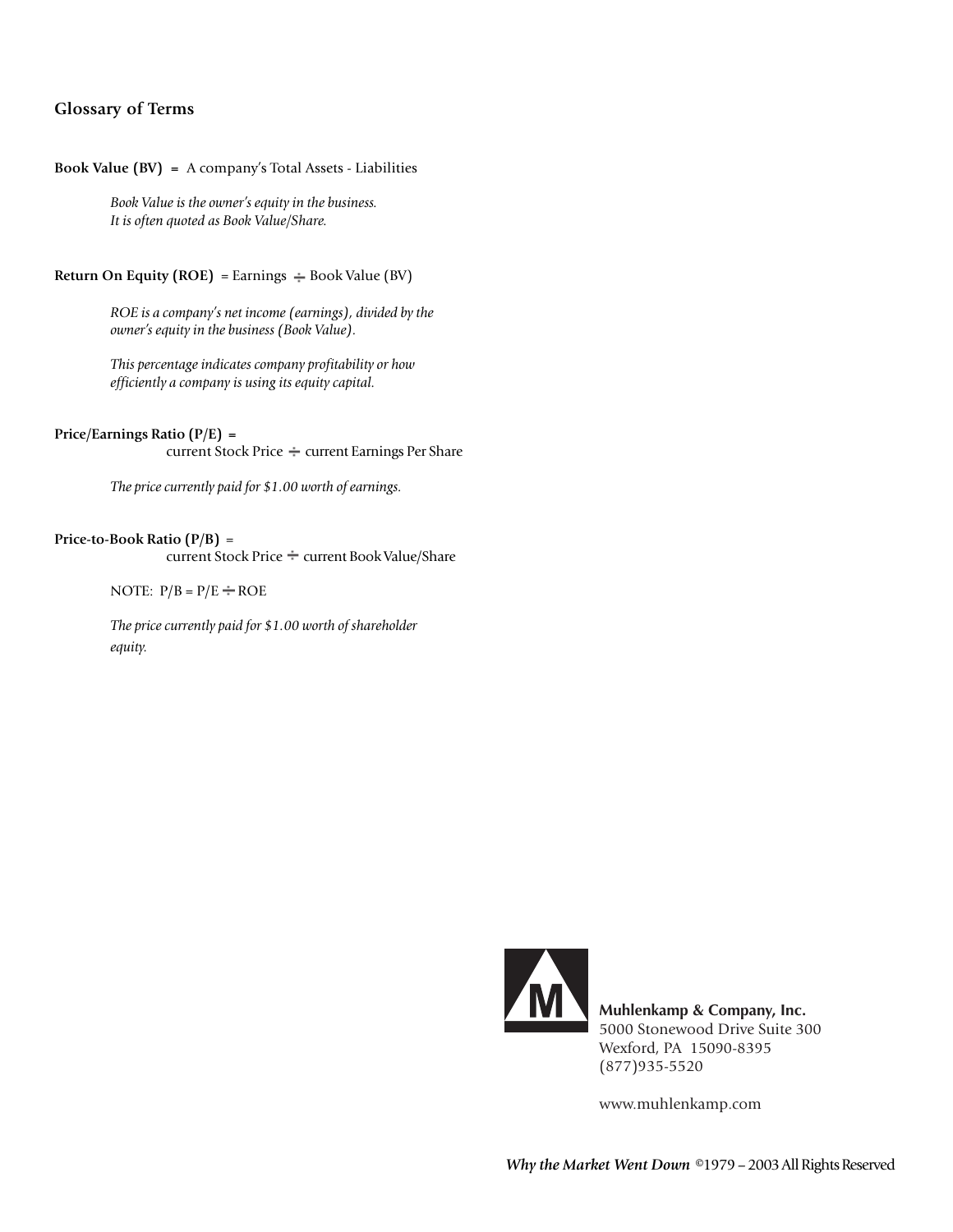## Glossary of Terms

**Book Value (BV) =** A company's Total Assets - Liabilities

*Book Value is the owner's equity in the business.*
*It is often quoted as Book Value/Share.*

**Return On Equity (ROE)** = Earnings ÷ Book Value (BV)

*ROE is a company's net income (earnings), divided by the owner's equity in the business (Book Value).*

*This percentage indicates company profitability or how efficiently a company is using its equity capital.*

**Price/Earnings Ratio (P/E) =**
current Stock Price ÷ current Earnings Per Share

*The price currently paid for $1.00 worth of earnings.*

**Price-to-Book Ratio (P/B)** =
current Stock Price ÷ current Book Value/Share

NOTE: P/B = P/E ÷ ROE

*The price currently paid for $1.00 worth of shareholder equity.*

**Muhlenkamp & Company, Inc.**
5000 Stonewood Drive Suite 300
Wexford, PA 15090-8395
(877)935-5520

www.muhlenkamp.com

*Why the Market Went Down* ©1979 – 2003 All Rights Reserved